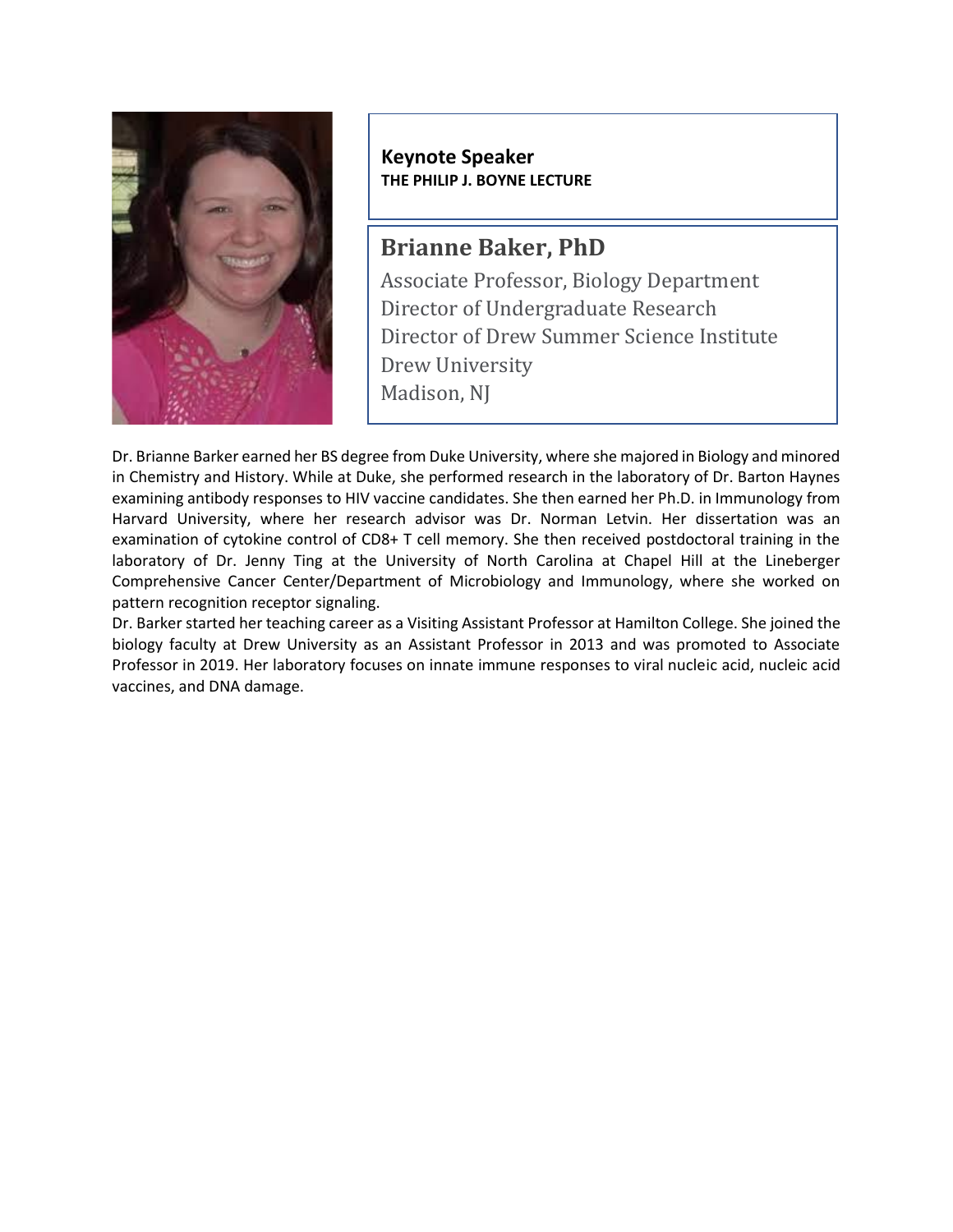**Keynote Speaker**
**THE PHILIP J. BOYNE LECTURE**

## Brianne Baker, PhD

Associate Professor, Biology Department
Director of Undergraduate Research
Director of Drew Summer Science Institute
Drew University
Madison, NJ

Dr. Brianne Barker earned her BS degree from Duke University, where she majored in Biology and minored in Chemistry and History. While at Duke, she performed research in the laboratory of Dr. Barton Haynes examining antibody responses to HIV vaccine candidates. She then earned her Ph.D. in Immunology from Harvard University, where her research advisor was Dr. Norman Letvin. Her dissertation was an examination of cytokine control of CD8+ T cell memory. She then received postdoctoral training in the laboratory of Dr. Jenny Ting at the University of North Carolina at Chapel Hill at the Lineberger Comprehensive Cancer Center/Department of Microbiology and Immunology, where she worked on pattern recognition receptor signaling.

Dr. Barker started her teaching career as a Visiting Assistant Professor at Hamilton College. She joined the biology faculty at Drew University as an Assistant Professor in 2013 and was promoted to Associate Professor in 2019. Her laboratory focuses on innate immune responses to viral nucleic acid, nucleic acid vaccines, and DNA damage.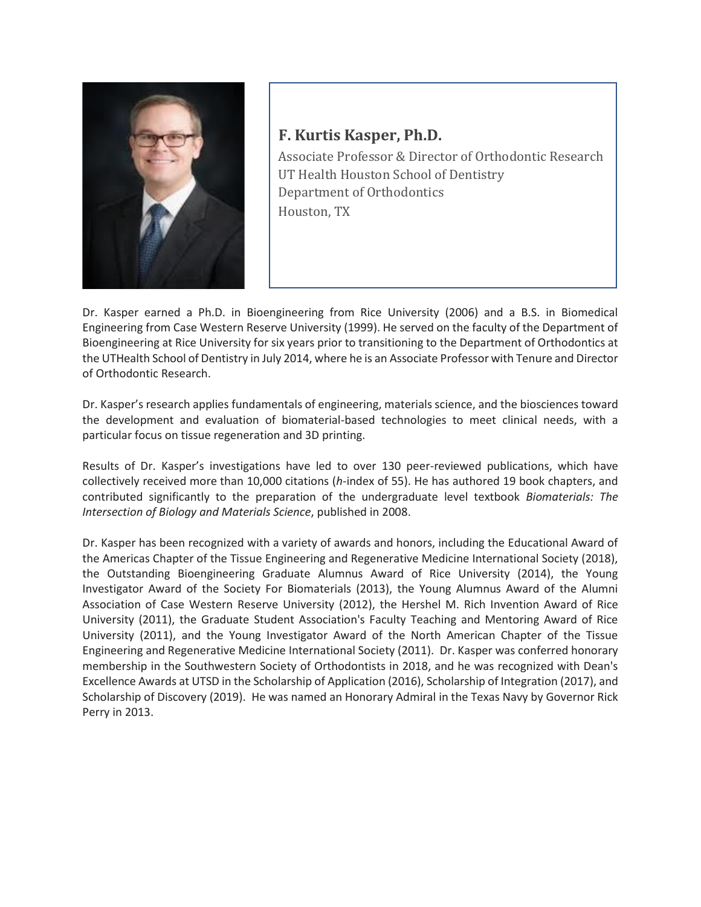## F. Kurtis Kasper, Ph.D.

Associate Professor & Director of Orthodontic Research
UT Health Houston School of Dentistry
Department of Orthodontics
Houston, TX

Dr. Kasper earned a Ph.D. in Bioengineering from Rice University (2006) and a B.S. in Biomedical Engineering from Case Western Reserve University (1999). He served on the faculty of the Department of Bioengineering at Rice University for six years prior to transitioning to the Department of Orthodontics at the UTHealth School of Dentistry in July 2014, where he is an Associate Professor with Tenure and Director of Orthodontic Research.

Dr. Kasper's research applies fundamentals of engineering, materials science, and the biosciences toward the development and evaluation of biomaterial-based technologies to meet clinical needs, with a particular focus on tissue regeneration and 3D printing.

Results of Dr. Kasper's investigations have led to over 130 peer-reviewed publications, which have collectively received more than 10,000 citations (*h*-index of 55). He has authored 19 book chapters, and contributed significantly to the preparation of the undergraduate level textbook *Biomaterials: The Intersection of Biology and Materials Science*, published in 2008.

Dr. Kasper has been recognized with a variety of awards and honors, including the Educational Award of the Americas Chapter of the Tissue Engineering and Regenerative Medicine International Society (2018), the Outstanding Bioengineering Graduate Alumnus Award of Rice University (2014), the Young Investigator Award of the Society For Biomaterials (2013), the Young Alumnus Award of the Alumni Association of Case Western Reserve University (2012), the Hershel M. Rich Invention Award of Rice University (2011), the Graduate Student Association's Faculty Teaching and Mentoring Award of Rice University (2011), and the Young Investigator Award of the North American Chapter of the Tissue Engineering and Regenerative Medicine International Society (2011). Dr. Kasper was conferred honorary membership in the Southwestern Society of Orthodontists in 2018, and he was recognized with Dean's Excellence Awards at UTSD in the Scholarship of Application (2016), Scholarship of Integration (2017), and Scholarship of Discovery (2019). He was named an Honorary Admiral in the Texas Navy by Governor Rick Perry in 2013.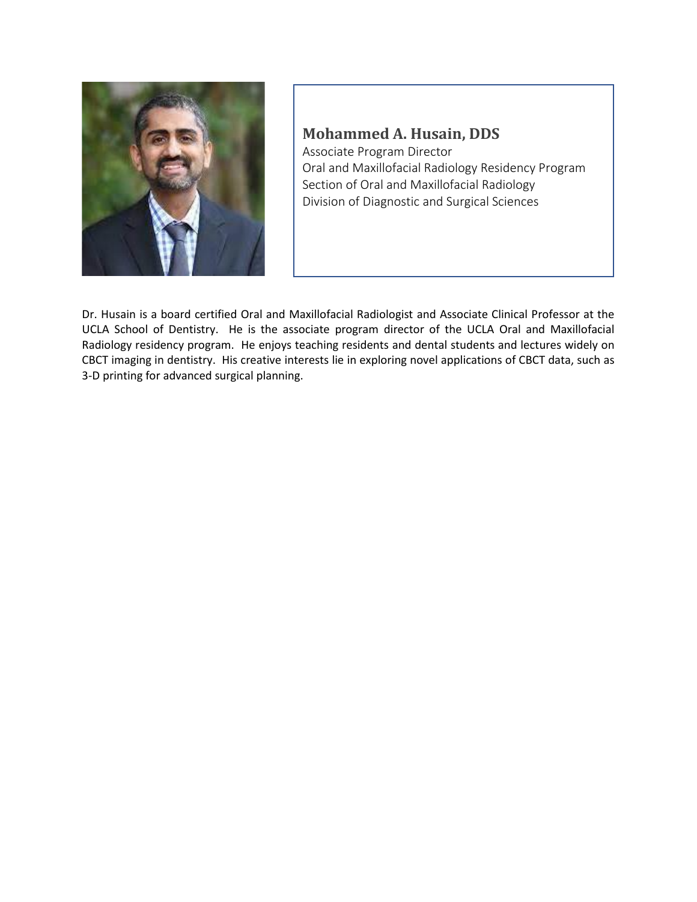## Mohammed A. Husain, DDS

Associate Program Director
Oral and Maxillofacial Radiology Residency Program
Section of Oral and Maxillofacial Radiology
Division of Diagnostic and Surgical Sciences

Dr. Husain is a board certified Oral and Maxillofacial Radiologist and Associate Clinical Professor at the UCLA School of Dentistry. He is the associate program director of the UCLA Oral and Maxillofacial Radiology residency program. He enjoys teaching residents and dental students and lectures widely on CBCT imaging in dentistry. His creative interests lie in exploring novel applications of CBCT data, such as 3-D printing for advanced surgical planning.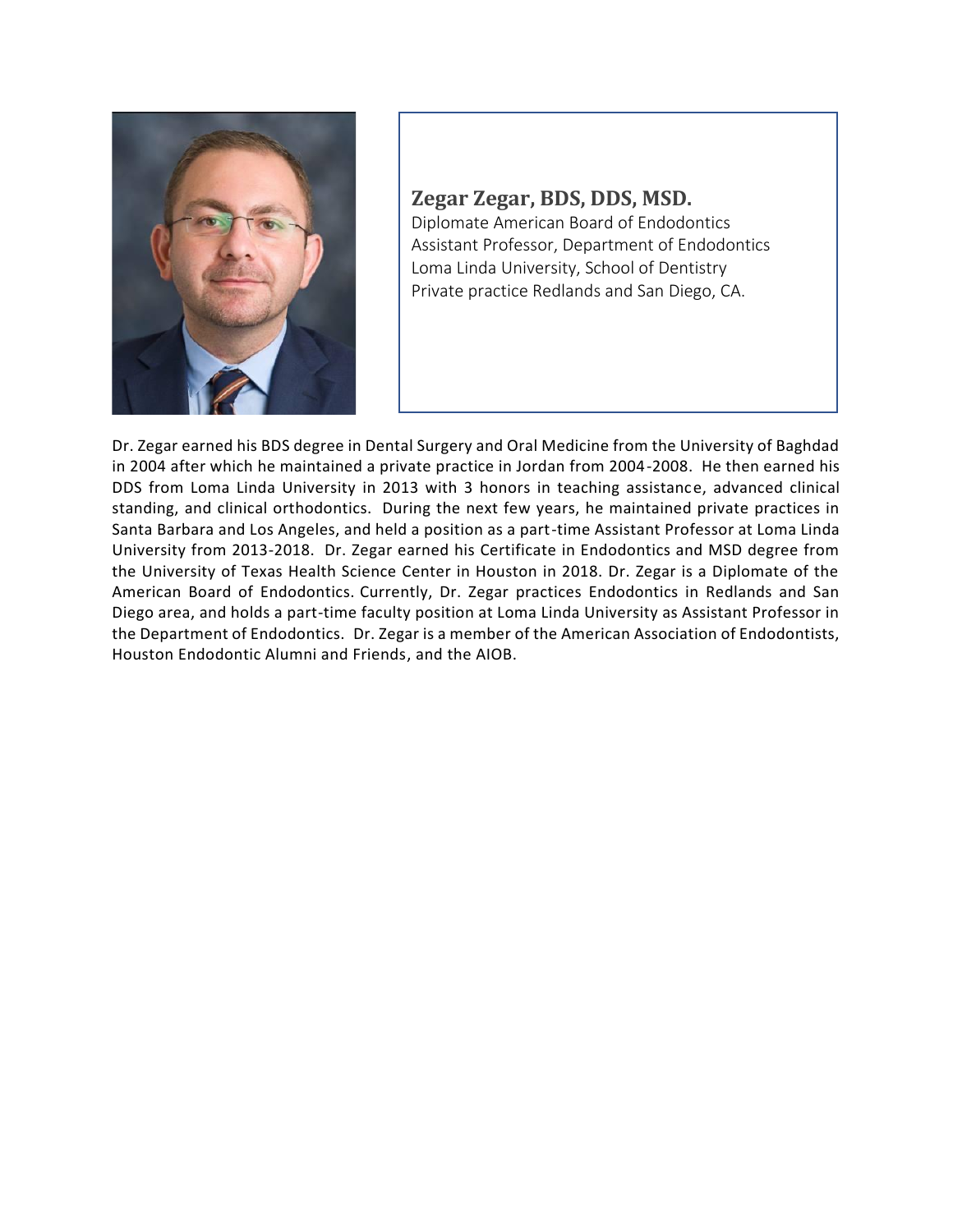**Zegar Zegar, BDS, DDS, MSD.**

Diplomate American Board of Endodontics
Assistant Professor, Department of Endodontics
Loma Linda University, School of Dentistry
Private practice Redlands and San Diego, CA.

Dr. Zegar earned his BDS degree in Dental Surgery and Oral Medicine from the University of Baghdad in 2004 after which he maintained a private practice in Jordan from 2004-2008. He then earned his DDS from Loma Linda University in 2013 with 3 honors in teaching assistance, advanced clinical standing, and clinical orthodontics. During the next few years, he maintained private practices in Santa Barbara and Los Angeles, and held a position as a part-time Assistant Professor at Loma Linda University from 2013-2018. Dr. Zegar earned his Certificate in Endodontics and MSD degree from the University of Texas Health Science Center in Houston in 2018. Dr. Zegar is a Diplomate of the American Board of Endodontics. Currently, Dr. Zegar practices Endodontics in Redlands and San Diego area, and holds a part-time faculty position at Loma Linda University as Assistant Professor in the Department of Endodontics. Dr. Zegar is a member of the American Association of Endodontists, Houston Endodontic Alumni and Friends, and the AIOB.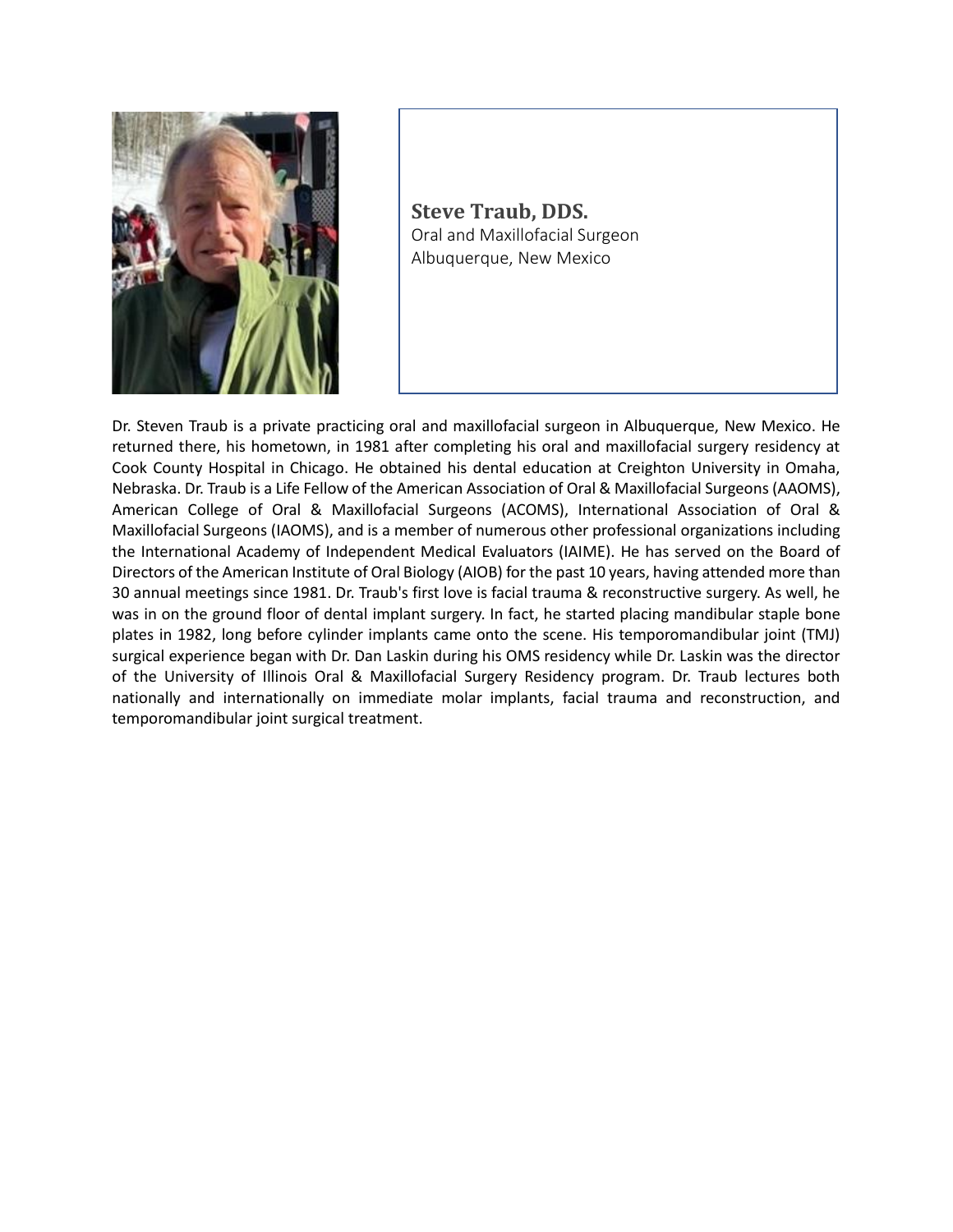**Steve Traub, DDS.**
Oral and Maxillofacial Surgeon
Albuquerque, New Mexico

Dr. Steven Traub is a private practicing oral and maxillofacial surgeon in Albuquerque, New Mexico. He returned there, his hometown, in 1981 after completing his oral and maxillofacial surgery residency at Cook County Hospital in Chicago. He obtained his dental education at Creighton University in Omaha, Nebraska. Dr. Traub is a Life Fellow of the American Association of Oral & Maxillofacial Surgeons (AAOMS), American College of Oral & Maxillofacial Surgeons (ACOMS), International Association of Oral & Maxillofacial Surgeons (IAOMS), and is a member of numerous other professional organizations including the International Academy of Independent Medical Evaluators (IAIME). He has served on the Board of Directors of the American Institute of Oral Biology (AIOB) for the past 10 years, having attended more than 30 annual meetings since 1981. Dr. Traub's first love is facial trauma & reconstructive surgery. As well, he was in on the ground floor of dental implant surgery. In fact, he started placing mandibular staple bone plates in 1982, long before cylinder implants came onto the scene. His temporomandibular joint (TMJ) surgical experience began with Dr. Dan Laskin during his OMS residency while Dr. Laskin was the director of the University of Illinois Oral & Maxillofacial Surgery Residency program. Dr. Traub lectures both nationally and internationally on immediate molar implants, facial trauma and reconstruction, and temporomandibular joint surgical treatment.